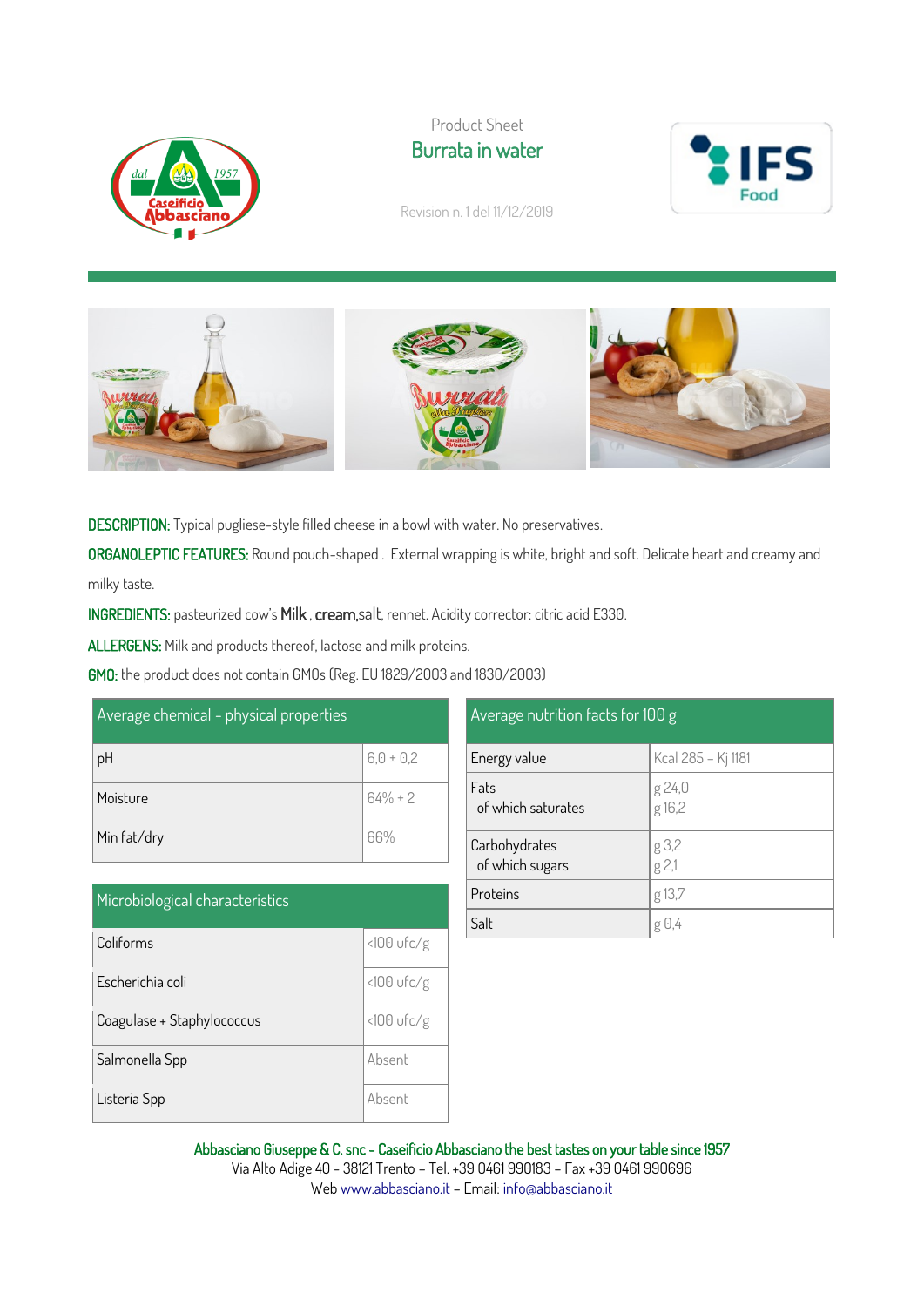Product Sheet

# Burrata in water

Revision n. 1 del 11/12/2019

**DESCRIPTION:** Typical pugliese-style filled cheese in a bowl with water. No preservatives.

**ORGANOLEPTIC FEATURES:** Round pouch-shaped . External wrapping is white, bright and soft. Delicate heart and creamy and milky taste.

**INGREDIENTS:** pasteurized cow's **Milk** , **cream**,salt, rennet. Acidity corrector: citric acid E330.

**ALLERGENS:** Milk and products thereof, lactose and milk proteins.

**GMO:** the product does not contain GMOs (Reg. EU 1829/2003 and 1830/2003)

| Average chemical - physical properties | |
|---|---|
| pH | 6,0 ± 0,2 |
| Moisture | 64% ± 2 |
| Min fat/dry | 66% |

| Microbiological characteristics | |
|---|---|
| Coliforms | <100 ufc/g |
| Escherichia coli | <100 ufc/g |
| Coagulase + Staphylococcus | <100 ufc/g |
| Salmonella Spp | Absent |
| Listeria Spp | Absent |

| Average nutrition facts for 100 g | |
|---|---|
| Energy value | Kcal 285 – Kj 1181 |
| Fats<br>of which saturates | g 24,0<br>g 16,2 |
| Carbohydrates<br>of which sugars | g 3,2<br>g 2,1 |
| Proteins | g 13,7 |
| Salt | g 0,4 |

**Abbasciano Giuseppe & C. snc – Caseificio Abbasciano the best tastes on your table since 1957**
Via Alto Adige 40 - 38121 Trento – Tel. +39 0461 990183 – Fax +39 0461 990696
Web www.abbasciano.it – Email: info@abbasciano.it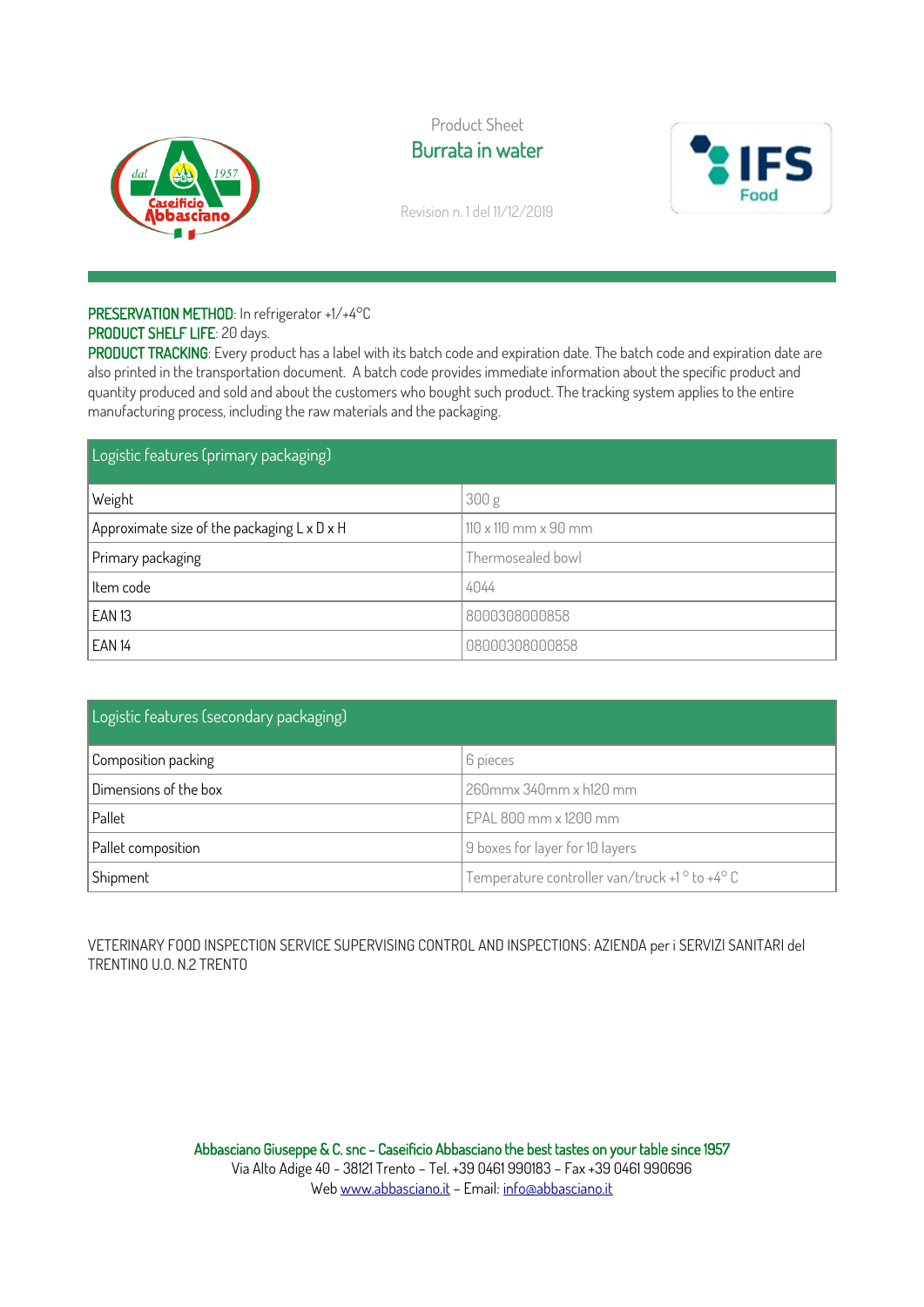Product Sheet

# Burrata in water

Revision n. 1 del 11/12/2019

**PRESERVATION METHOD**: In refrigerator +1/+4°C
**PRODUCT SHELF LIFE**: 20 days.
**PRODUCT TRACKING**: Every product has a label with its batch code and expiration date. The batch code and expiration date are also printed in the transportation document. A batch code provides immediate information about the specific product and quantity produced and sold and about the customers who bought such product. The tracking system applies to the entire manufacturing process, including the raw materials and the packaging.

| Logistic features (primary packaging) | |
|---|---|
| Weight | 300 g |
| Approximate size of the packaging L x D x H | 110 x 110 mm x 90 mm |
| Primary packaging | Thermosealed bowl |
| Item code | 4044 |
| EAN 13 | 8000308000858 |
| EAN 14 | 08000308000858 |

| Logistic features (secondary packaging) | |
|---|---|
| Composition packing | 6 pieces |
| Dimensions of the box | 260mmx 340mm x h120 mm |
| Pallet | EPAL 800 mm x 1200 mm |
| Pallet composition | 9 boxes for layer for 10 layers |
| Shipment | Temperature controller van/truck +1 ° to +4° C |

VETERINARY FOOD INSPECTION SERVICE SUPERVISING CONTROL AND INSPECTIONS: AZIENDA per i SERVIZI SANITARI del TRENTINO U.O. N.2 TRENTO

**Abbasciano Giuseppe & C. snc – Caseificio Abbasciano the best tastes on your table since 1957**
Via Alto Adige 40 - 38121 Trento – Tel. +39 0461 990183 – Fax +39 0461 990696
Web www.abbasciano.it – Email: info@abbasciano.it